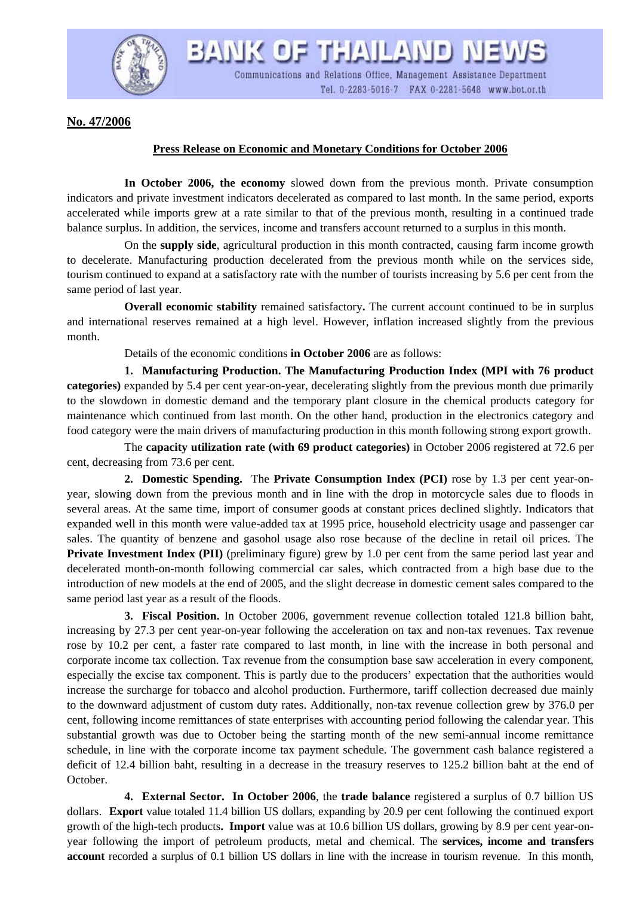# BANK OF THAILAND NEWS

Communications and Relations Office, Management Assistance Department
Tel. 0-2283-5016-7 FAX 0-2281-5648 www.bot.or.th

**No. 47/2006**

## Press Release on Economic and Monetary Conditions for October 2006

**In October 2006, the economy** slowed down from the previous month. Private consumption indicators and private investment indicators decelerated as compared to last month. In the same period, exports accelerated while imports grew at a rate similar to that of the previous month, resulting in a continued trade balance surplus. In addition, the services, income and transfers account returned to a surplus in this month.

On the **supply side**, agricultural production in this month contracted, causing farm income growth to decelerate. Manufacturing production decelerated from the previous month while on the services side, tourism continued to expand at a satisfactory rate with the number of tourists increasing by 5.6 per cent from the same period of last year.

**Overall economic stability** remained satisfactory**.** The current account continued to be in surplus and international reserves remained at a high level. However, inflation increased slightly from the previous month.

Details of the economic conditions **in October 2006** are as follows:

**1. Manufacturing Production. The Manufacturing Production Index (MPI with 76 product categories)** expanded by 5.4 per cent year-on-year, decelerating slightly from the previous month due primarily to the slowdown in domestic demand and the temporary plant closure in the chemical products category for maintenance which continued from last month. On the other hand, production in the electronics category and food category were the main drivers of manufacturing production in this month following strong export growth.

The **capacity utilization rate (with 69 product categories)** in October 2006 registered at 72.6 per cent, decreasing from 73.6 per cent.

**2. Domestic Spending.** The **Private Consumption Index (PCI)** rose by 1.3 per cent year-on-year, slowing down from the previous month and in line with the drop in motorcycle sales due to floods in several areas. At the same time, import of consumer goods at constant prices declined slightly. Indicators that expanded well in this month were value-added tax at 1995 price, household electricity usage and passenger car sales. The quantity of benzene and gasohol usage also rose because of the decline in retail oil prices. The **Private Investment Index (PII)** (preliminary figure) grew by 1.0 per cent from the same period last year and decelerated month-on-month following commercial car sales, which contracted from a high base due to the introduction of new models at the end of 2005, and the slight decrease in domestic cement sales compared to the same period last year as a result of the floods.

**3. Fiscal Position.** In October 2006, government revenue collection totaled 121.8 billion baht, increasing by 27.3 per cent year-on-year following the acceleration on tax and non-tax revenues. Tax revenue rose by 10.2 per cent, a faster rate compared to last month, in line with the increase in both personal and corporate income tax collection. Tax revenue from the consumption base saw acceleration in every component, especially the excise tax component. This is partly due to the producers' expectation that the authorities would increase the surcharge for tobacco and alcohol production. Furthermore, tariff collection decreased due mainly to the downward adjustment of custom duty rates. Additionally, non-tax revenue collection grew by 376.0 per cent, following income remittances of state enterprises with accounting period following the calendar year. This substantial growth was due to October being the starting month of the new semi-annual income remittance schedule, in line with the corporate income tax payment schedule. The government cash balance registered a deficit of 12.4 billion baht, resulting in a decrease in the treasury reserves to 125.2 billion baht at the end of October.

**4. External Sector. In October 2006**, the **trade balance** registered a surplus of 0.7 billion US dollars. **Export** value totaled 11.4 billion US dollars, expanding by 20.9 per cent following the continued export growth of the high-tech products**. Import** value was at 10.6 billion US dollars, growing by 8.9 per cent year-on-year following the import of petroleum products, metal and chemical. The **services, income and transfers account** recorded a surplus of 0.1 billion US dollars in line with the increase in tourism revenue. In this month,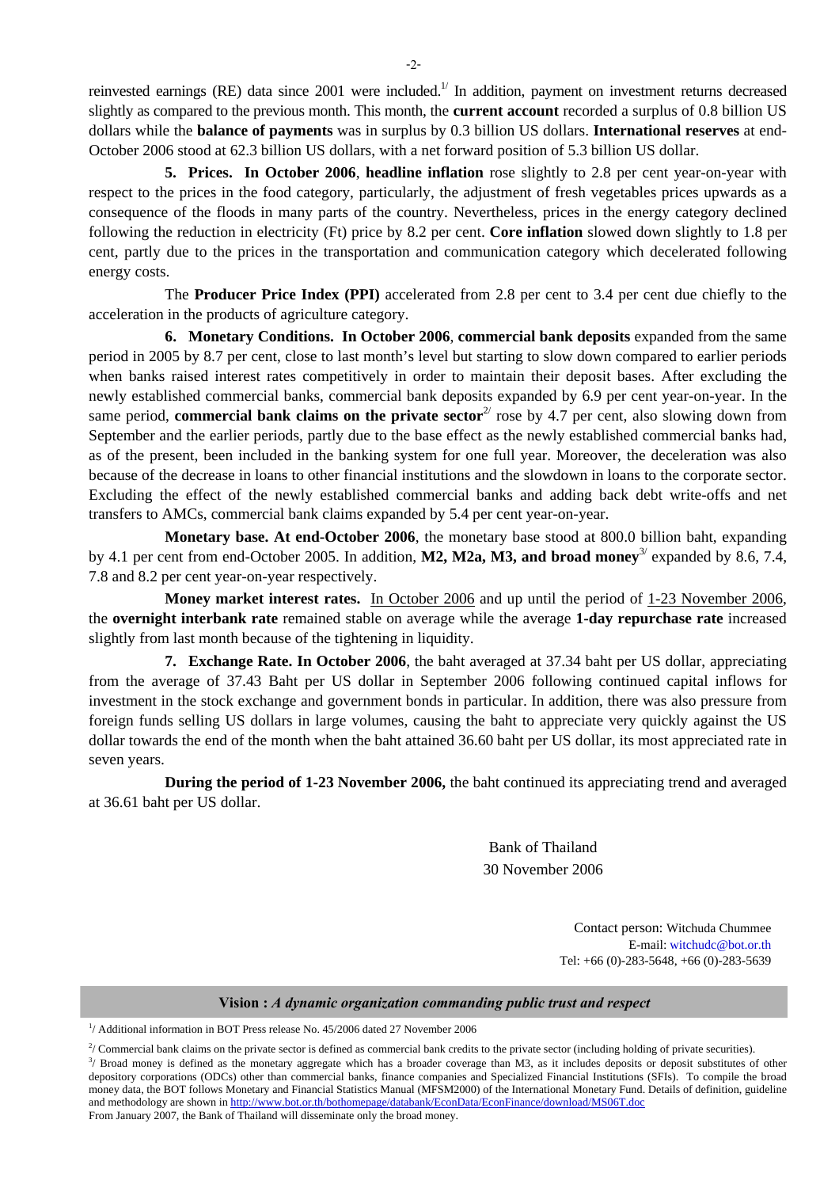reinvested earnings (RE) data since 2001 were included.[1/] In addition, payment on investment returns decreased slightly as compared to the previous month. This month, the **current account** recorded a surplus of 0.8 billion US dollars while the **balance of payments** was in surplus by 0.3 billion US dollars. **International reserves** at end-October 2006 stood at 62.3 billion US dollars, with a net forward position of 5.3 billion US dollar.

**5. Prices. In October 2006**, **headline inflation** rose slightly to 2.8 per cent year-on-year with respect to the prices in the food category, particularly, the adjustment of fresh vegetables prices upwards as a consequence of the floods in many parts of the country. Nevertheless, prices in the energy category declined following the reduction in electricity (Ft) price by 8.2 per cent. **Core inflation** slowed down slightly to 1.8 per cent, partly due to the prices in the transportation and communication category which decelerated following energy costs.

The **Producer Price Index (PPI)** accelerated from 2.8 per cent to 3.4 per cent due chiefly to the acceleration in the products of agriculture category.

**6. Monetary Conditions. In October 2006**, **commercial bank deposits** expanded from the same period in 2005 by 8.7 per cent, close to last month's level but starting to slow down compared to earlier periods when banks raised interest rates competitively in order to maintain their deposit bases. After excluding the newly established commercial banks, commercial bank deposits expanded by 6.9 per cent year-on-year. In the same period, **commercial bank claims on the private sector**[2/] rose by 4.7 per cent, also slowing down from September and the earlier periods, partly due to the base effect as the newly established commercial banks had, as of the present, been included in the banking system for one full year. Moreover, the deceleration was also because of the decrease in loans to other financial institutions and the slowdown in loans to the corporate sector. Excluding the effect of the newly established commercial banks and adding back debt write-offs and net transfers to AMCs, commercial bank claims expanded by 5.4 per cent year-on-year.

**Monetary base. At end-October 2006**, the monetary base stood at 800.0 billion baht, expanding by 4.1 per cent from end-October 2005. In addition, **M2, M2a, M3, and broad money**[3/] expanded by 8.6, 7.4, 7.8 and 8.2 per cent year-on-year respectively.

**Money market interest rates.** In October 2006 and up until the period of 1-23 November 2006, the **overnight interbank rate** remained stable on average while the average **1-day repurchase rate** increased slightly from last month because of the tightening in liquidity.

**7. Exchange Rate. In October 2006**, the baht averaged at 37.34 baht per US dollar, appreciating from the average of 37.43 Baht per US dollar in September 2006 following continued capital inflows for investment in the stock exchange and government bonds in particular. In addition, there was also pressure from foreign funds selling US dollars in large volumes, causing the baht to appreciate very quickly against the US dollar towards the end of the month when the baht attained 36.60 baht per US dollar, its most appreciated rate in seven years.

**During the period of 1-23 November 2006,** the baht continued its appreciating trend and averaged at 36.61 baht per US dollar.

Bank of Thailand
30 November 2006

Contact person: Witchuda Chummee
E-mail: witchudc@bot.or.th
Tel: +66 (0)-283-5648, +66 (0)-283-5639

**Vision :** ***A dynamic organization commanding public trust and respect***

[1/] Additional information in BOT Press release No. 45/2006 dated 27 November 2006

[2/] Commercial bank claims on the private sector is defined as commercial bank credits to the private sector (including holding of private securities).

[3/] Broad money is defined as the monetary aggregate which has a broader coverage than M3, as it includes deposits or deposit substitutes of other depository corporations (ODCs) other than commercial banks, finance companies and Specialized Financial Institutions (SFIs). To compile the broad money data, the BOT follows Monetary and Financial Statistics Manual (MFSM2000) of the International Monetary Fund. Details of definition, guideline and methodology are shown in http://www.bot.or.th/bothomepage/databank/EconData/EconFinance/download/MS06T.doc

From January 2007, the Bank of Thailand will disseminate only the broad money.